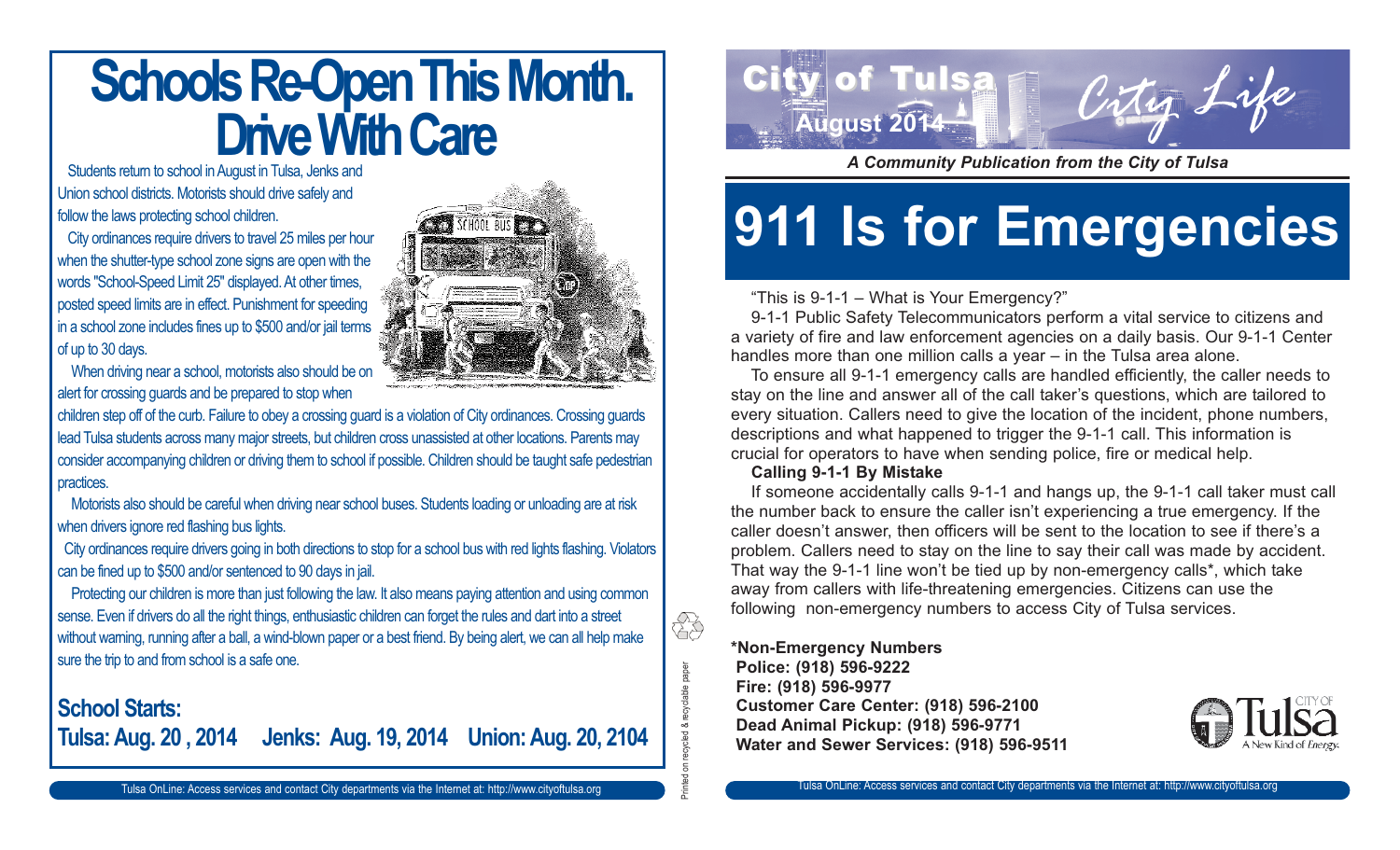# Schools Re-Open This Month. Drive With Care

Students return to school in August in Tulsa, Jenks and Union school districts. Motorists should drive safely and follow the laws protecting school children.

City ordinances require drivers to travel 25 miles per hour when the shutter-type school zone signs are open with the words "School-Speed Limit 25" displayed. At other times, posted speed limits are in effect. Punishment for speeding in a school zone includes fines up to $500 and/or jail terms of up to 30 days.

When driving near a school, motorists also should be on alert for crossing guards and be prepared to stop when children step off of the curb. Failure to obey a crossing guard is a violation of City ordinances. Crossing guards lead Tulsa students across many major streets, but children cross unassisted at other locations. Parents may consider accompanying children or driving them to school if possible. Children should be taught safe pedestrian practices.

Motorists also should be careful when driving near school buses. Students loading or unloading are at risk when drivers ignore red flashing bus lights.

City ordinances require drivers going in both directions to stop for a school bus with red lights flashing. Violators can be fined up to $500 and/or sentenced to 90 days in jail.

Protecting our children is more than just following the law. It also means paying attention and using common sense. Even if drivers do all the right things, enthusiastic children can forget the rules and dart into a street without warning, running after a ball, a wind-blown paper or a best friend. By being alert, we can all help make sure the trip to and from school is a safe one.

## School Starts:

**Tulsa: Aug. 20 , 2014 Jenks: Aug. 19, 2014 Union: Aug. 20, 2104**

Printed on recycled & recyclable paper

City of Tulsa — August 2014 — City Life

*A Community Publication from the City of Tulsa*

# 911 Is for Emergencies

"This is 9-1-1 – What is Your Emergency?"

9-1-1 Public Safety Telecommunicators perform a vital service to citizens and a variety of fire and law enforcement agencies on a daily basis. Our 9-1-1 Center handles more than one million calls a year – in the Tulsa area alone.

To ensure all 9-1-1 emergency calls are handled efficiently, the caller needs to stay on the line and answer all of the call taker's questions, which are tailored to every situation. Callers need to give the location of the incident, phone numbers, descriptions and what happened to trigger the 9-1-1 call. This information is crucial for operators to have when sending police, fire or medical help.

**Calling 9-1-1 By Mistake**

If someone accidentally calls 9-1-1 and hangs up, the 9-1-1 call taker must call the number back to ensure the caller isn't experiencing a true emergency. If the caller doesn't answer, then officers will be sent to the location to see if there's a problem. Callers need to stay on the line to say their call was made by accident. That way the 9-1-1 line won't be tied up by non-emergency calls*, which take away from callers with life-threatening emergencies. Citizens can use the following non-emergency numbers to access City of Tulsa services.

**\*Non-Emergency Numbers**
**Police: (918) 596-9222**
**Fire: (918) 596-9977**
**Customer Care Center: (918) 596-2100**
**Dead Animal Pickup: (918) 596-9771**
**Water and Sewer Services: (918) 596-9511**

City of Tulsa — A New Kind of *Energy.*

Tulsa OnLine: Access services and contact City departments via the Internet at: http://www.cityoftulsa.org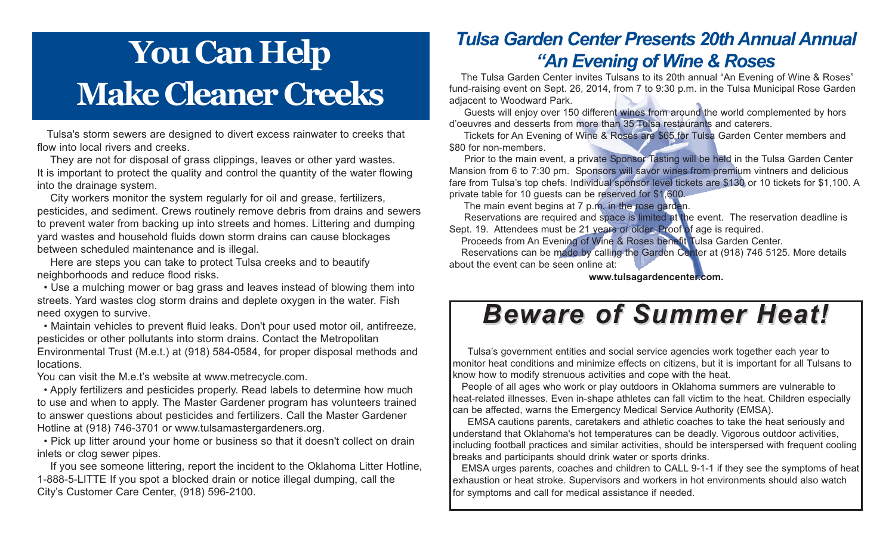# You Can Help Make Cleaner Creeks

Tulsa's storm sewers are designed to divert excess rainwater to creeks that flow into local rivers and creeks.

They are not for disposal of grass clippings, leaves or other yard wastes. It is important to protect the quality and control the quantity of the water flowing into the drainage system.

City workers monitor the system regularly for oil and grease, fertilizers, pesticides, and sediment. Crews routinely remove debris from drains and sewers to prevent water from backing up into streets and homes. Littering and dumping yard wastes and household fluids down storm drains can cause blockages between scheduled maintenance and is illegal.

Here are steps you can take to protect Tulsa creeks and to beautify neighborhoods and reduce flood risks.

- Use a mulching mower or bag grass and leaves instead of blowing them into streets. Yard wastes clog storm drains and deplete oxygen in the water. Fish need oxygen to survive.
- Maintain vehicles to prevent fluid leaks. Don't pour used motor oil, antifreeze, pesticides or other pollutants into storm drains. Contact the Metropolitan Environmental Trust (M.e.t.) at (918) 584-0584, for proper disposal methods and locations.

You can visit the M.e.t's website at www.metrecycle.com.

- Apply fertilizers and pesticides properly. Read labels to determine how much to use and when to apply. The Master Gardener program has volunteers trained to answer questions about pesticides and fertilizers. Call the Master Gardener Hotline at (918) 746-3701 or www.tulsamastergardeners.org.
- Pick up litter around your home or business so that it doesn't collect on drain inlets or clog sewer pipes.

If you see someone littering, report the incident to the Oklahoma Litter Hotline, 1-888-5-LITTE If you spot a blocked drain or notice illegal dumping, call the City's Customer Care Center, (918) 596-2100.

## *Tulsa Garden Center Presents 20th Annual Annual "An Evening of Wine & Roses*

The Tulsa Garden Center invites Tulsans to its 20th annual "An Evening of Wine & Roses" fund-raising event on Sept. 26, 2014, from 7 to 9:30 p.m. in the Tulsa Municipal Rose Garden adjacent to Woodward Park.

Guests will enjoy over 150 different wines from around the world complemented by hors d'oeuvres and desserts from more than 35 Tulsa restaurants and caterers.

Tickets for An Evening of Wine & Roses are $65 for Tulsa Garden Center members and $80 for non-members.

Prior to the main event, a private Sponsor Tasting will be held in the Tulsa Garden Center Mansion from 6 to 7:30 pm. Sponsors will savor wines from premium vintners and delicious fare from Tulsa's top chefs. Individual sponsor level tickets are $130 or 10 tickets for $1,100. A private table for 10 guests can be reserved for $1,600.

The main event begins at 7 p.m. in the rose garden.

Reservations are required and space is limited at the event. The reservation deadline is Sept. 19. Attendees must be 21 years or older. Proof of age is required.

Proceeds from An Evening of Wine & Roses benefit Tulsa Garden Center.

Reservations can be made by calling the Garden Center at (918) 746 5125. More details about the event can be seen online at:

**www.tulsagardencenter.com.**

## *Beware of Summer Heat!*

Tulsa's government entities and social service agencies work together each year to monitor heat conditions and minimize effects on citizens, but it is important for all Tulsans to know how to modify strenuous activities and cope with the heat.

People of all ages who work or play outdoors in Oklahoma summers are vulnerable to heat-related illnesses. Even in-shape athletes can fall victim to the heat. Children especially can be affected, warns the Emergency Medical Service Authority (EMSA).

EMSA cautions parents, caretakers and athletic coaches to take the heat seriously and understand that Oklahoma's hot temperatures can be deadly. Vigorous outdoor activities, including football practices and similar activities, should be interspersed with frequent cooling breaks and participants should drink water or sports drinks.

EMSA urges parents, coaches and children to CALL 9-1-1 if they see the symptoms of heat exhaustion or heat stroke. Supervisors and workers in hot environments should also watch for symptoms and call for medical assistance if needed.